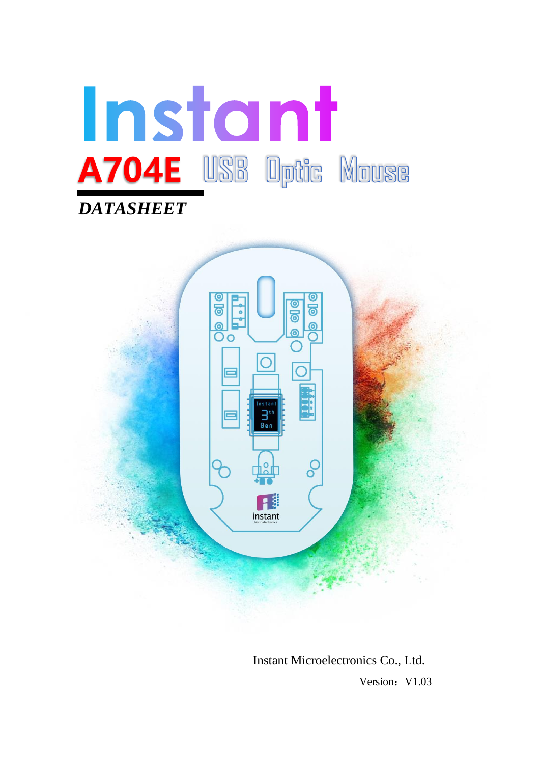# Instant

# A704E USB Optic Mouse

***DATASHEET***

Instant Microelectronics Co., Ltd.

Version：V1.03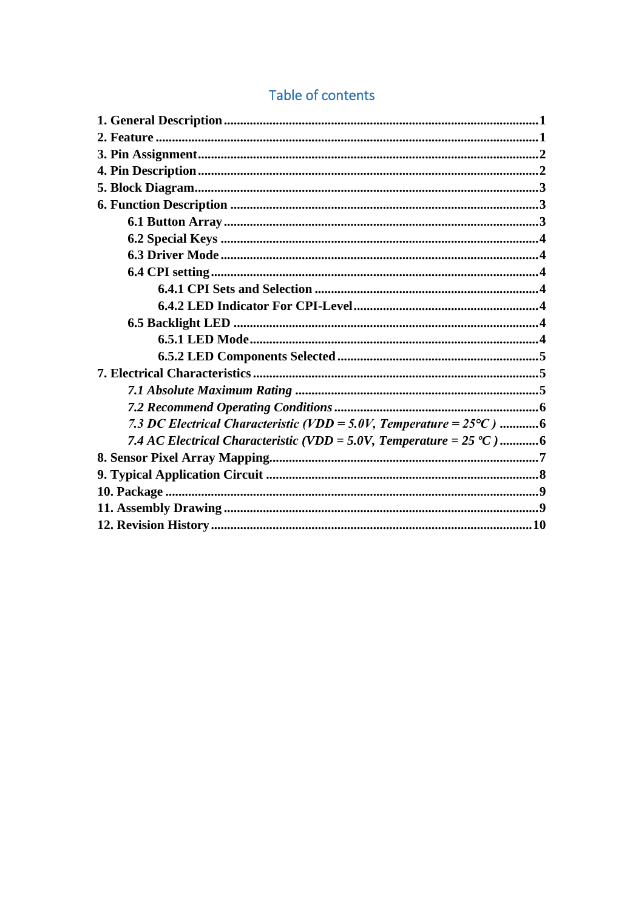# Table of contents

**1. General Description** .......... 1
**2. Feature** .......... 1
**3. Pin Assignment** .......... 2
**4. Pin Description** .......... 2
**5. Block Diagram** .......... 3
**6. Function Description** .......... 3
- **6.1 Button Array** .......... 3
- **6.2 Special Keys** .......... 4
- **6.3 Driver Mode** .......... 4
- **6.4 CPI setting** .......... 4
  - **6.4.1 CPI Sets and Selection** .......... 4
  - **6.4.2 LED Indicator For CPI-Level** .......... 4
- **6.5 Backlight LED** .......... 4
  - **6.5.1 LED Mode** .......... 4
  - **6.5.2 LED Components Selected** .......... 5

**7. Electrical Characteristics** .......... 5
- ***7.1 Absolute Maximum Rating*** .......... 5
- ***7.2 Recommend Operating Conditions*** .......... 6
- ***7.3 DC Electrical Characteristic (VDD = 5.0V, Temperature = 25°C )*** .......... 6
- ***7.4 AC Electrical Characteristic (VDD = 5.0V, Temperature = 25 ºC )*** .......... 6

**8. Sensor Pixel Array Mapping** .......... 7
**9. Typical Application Circuit** .......... 8
**10. Package** .......... 9
**11. Assembly Drawing** .......... 9
**12. Revision History** .......... 10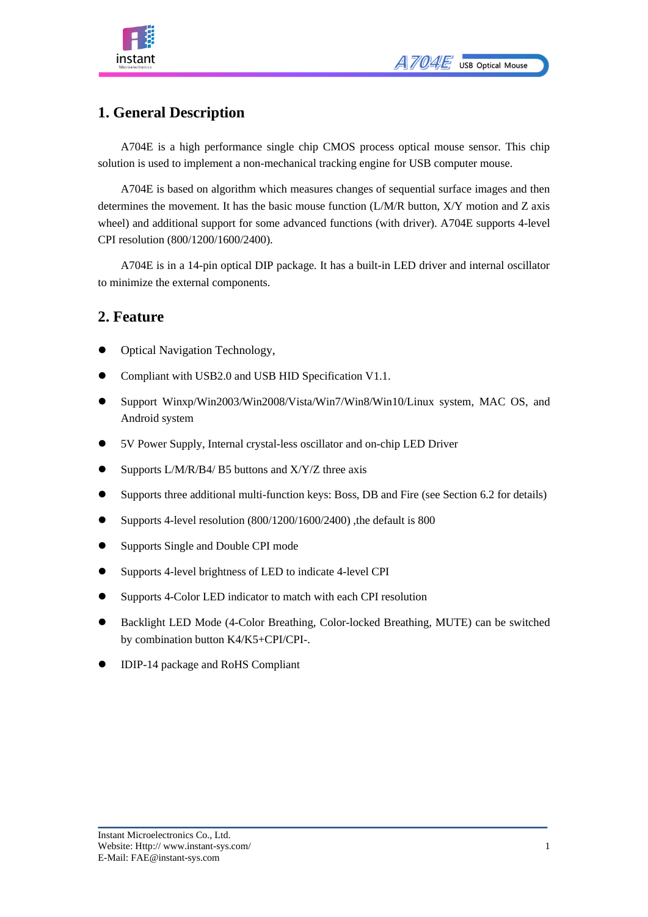## 1. General Description

A704E is a high performance single chip CMOS process optical mouse sensor. This chip solution is used to implement a non-mechanical tracking engine for USB computer mouse.

A704E is based on algorithm which measures changes of sequential surface images and then determines the movement. It has the basic mouse function (L/M/R button, X/Y motion and Z axis wheel) and additional support for some advanced functions (with driver). A704E supports 4-level CPI resolution (800/1200/1600/2400).

A704E is in a 14-pin optical DIP package. It has a built-in LED driver and internal oscillator to minimize the external components.

## 2. Feature

- Optical Navigation Technology,
- Compliant with USB2.0 and USB HID Specification V1.1.
- Support Winxp/Win2003/Win2008/Vista/Win7/Win8/Win10/Linux system, MAC OS, and Android system
- 5V Power Supply, Internal crystal-less oscillator and on-chip LED Driver
- Supports L/M/R/B4/ B5 buttons and X/Y/Z three axis
- Supports three additional multi-function keys: Boss, DB and Fire (see Section 6.2 for details)
- Supports 4-level resolution (800/1200/1600/2400) ,the default is 800
- Supports Single and Double CPI mode
- Supports 4-level brightness of LED to indicate 4-level CPI
- Supports 4-Color LED indicator to match with each CPI resolution
- Backlight LED Mode (4-Color Breathing, Color-locked Breathing, MUTE) can be switched by combination button K4/K5+CPI/CPI-.
- IDIP-14 package and RoHS Compliant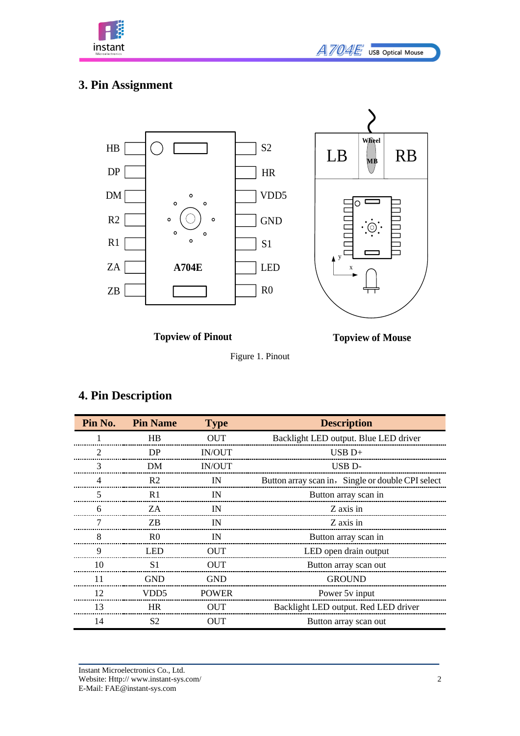## 3. Pin Assignment

HB　DP　DM　R2　R1　ZA　ZB　A704E　S2　HR　VDD5　GND　S1　LED　R0

LB　Wheel　MB　RB　y　x

**Topview of Pinout**　　**Topview of Mouse**

Figure 1. Pinout

## 4. Pin Description

| Pin No. | Pin Name | Type | Description |
|---|---|---|---|
| 1 | HB | OUT | Backlight LED output. Blue LED driver |
| 2 | DP | IN/OUT | USB D+ |
| 3 | DM | IN/OUT | USB D- |
| 4 | R2 | IN | Button array scan in，Single or double CPI select |
| 5 | R1 | IN | Button array scan in |
| 6 | ZA | IN | Z axis in |
| 7 | ZB | IN | Z axis in |
| 8 | R0 | IN | Button array scan in |
| 9 | LED | OUT | LED open drain output |
| 10 | S1 | OUT | Button array scan out |
| 11 | GND | GND | GROUND |
| 12 | VDD5 | POWER | Power 5v input |
| 13 | HR | OUT | Backlight LED output. Red LED driver |
| 14 | S2 | OUT | Button array scan out |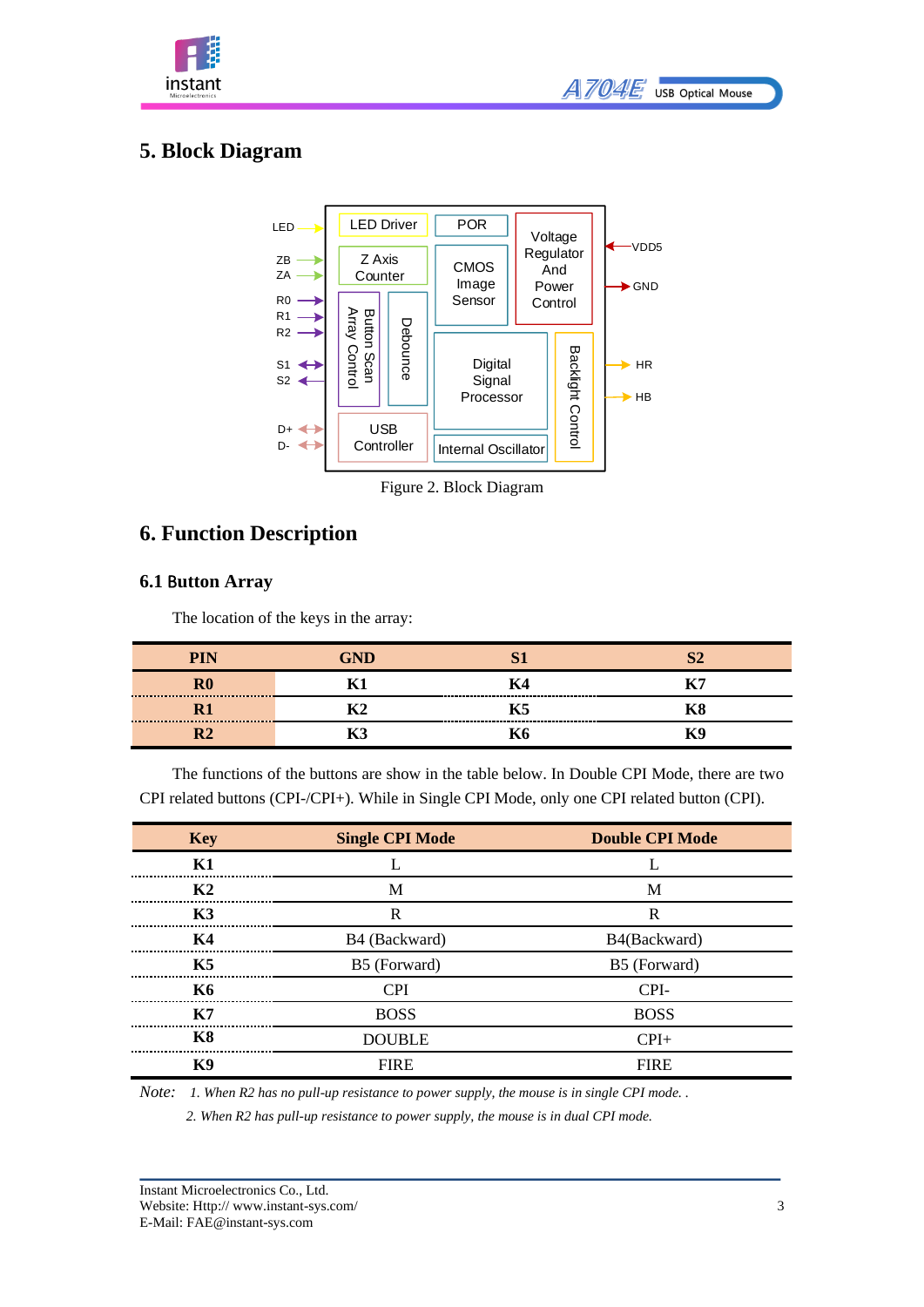## 5. Block Diagram

Figure 2. Block Diagram

## 6. Function Description

### 6.1 Button Array

The location of the keys in the array:

| PIN | GND | S1 | S2 |
|---|---|---|---|
| R0 | K1 | K4 | K7 |
| R1 | K2 | K5 | K8 |
| R2 | K3 | K6 | K9 |

The functions of the buttons are show in the table below. In Double CPI Mode, there are two CPI related buttons (CPI-/CPI+). While in Single CPI Mode, only one CPI related button (CPI).

| Key | Single CPI Mode | Double CPI Mode |
|---|---|---|
| K1 | L | L |
| K2 | M | M |
| K3 | R | R |
| K4 | B4 (Backward) | B4(Backward) |
| K5 | B5 (Forward) | B5 (Forward) |
| K6 | CPI | CPI- |
| K7 | BOSS | BOSS |
| K8 | DOUBLE | CPI+ |
| K9 | FIRE | FIRE |

*Note: 1. When R2 has no pull-up resistance to power supply, the mouse is in single CPI mode. .*

*2. When R2 has pull-up resistance to power supply, the mouse is in dual CPI mode.*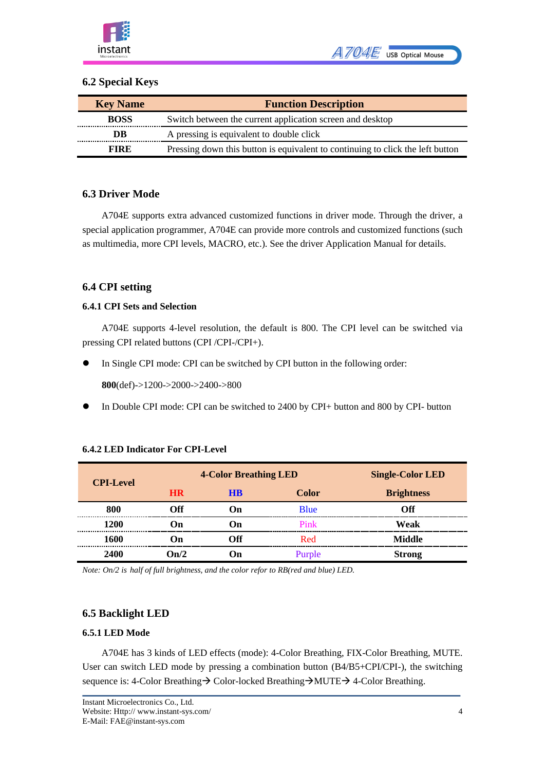## 6.2 Special Keys

| Key Name | Function Description |
|---|---|
| BOSS | Switch between the current application screen and desktop |
| DB | A pressing is equivalent to double click |
| FIRE | Pressing down this button is equivalent to continuing to click the left button |

## 6.3 Driver Mode

A704E supports extra advanced customized functions in driver mode. Through the driver, a special application programmer, A704E can provide more controls and customized functions (such as multimedia, more CPI levels, MACRO, etc.). See the driver Application Manual for details.

## 6.4 CPI setting

### 6.4.1 CPI Sets and Selection

A704E supports 4-level resolution, the default is 800. The CPI level can be switched via pressing CPI related buttons (CPI /CPI-/CPI+).

- In Single CPI mode: CPI can be switched by CPI button in the following order:

  **800**(def)->1200->2000->2400->800

- In Double CPI mode: CPI can be switched to 2400 by CPI+ button and 800 by CPI- button

### 6.4.2 LED Indicator For CPI-Level

| CPI-Level | 4-Color Breathing LED | | | Single-Color LED |
|---|---|---|---|---|
| | HR | HB | Color | Brightness |
| 800 | Off | On | Blue | Off |
| 1200 | On | On | Pink | Weak |
| 1600 | On | Off | Red | Middle |
| 2400 | On/2 | On | Purple | Strong |

*Note: On/2 is half of full brightness, and the color refor to RB(red and blue) LED.*

## 6.5 Backlight LED

### 6.5.1 LED Mode

A704E has 3 kinds of LED effects (mode): 4-Color Breathing, FIX-Color Breathing, MUTE. User can switch LED mode by pressing a combination button (B4/B5+CPI/CPI-), the switching sequence is: 4-Color Breathing→ Color-locked Breathing→MUTE→ 4-Color Breathing.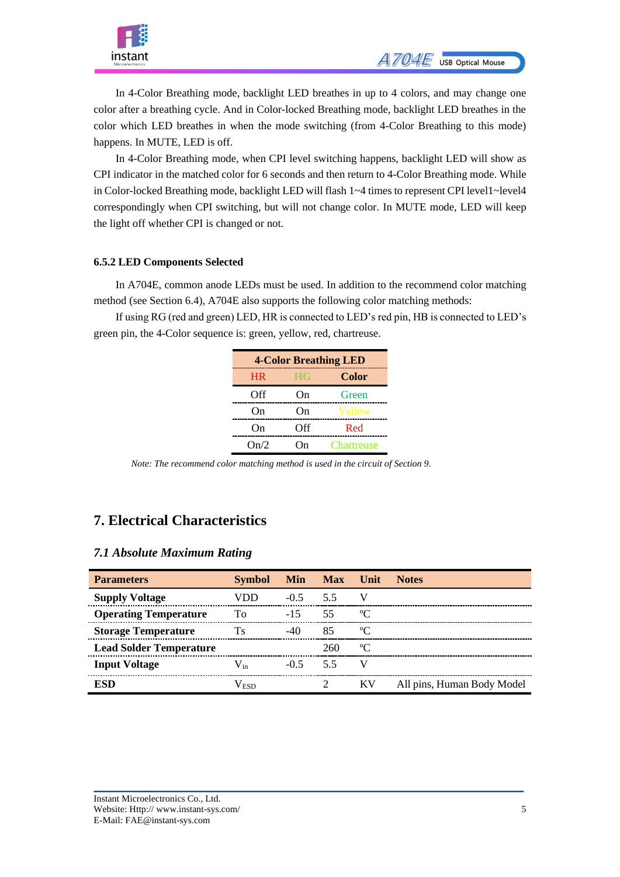In 4-Color Breathing mode, backlight LED breathes in up to 4 colors, and may change one color after a breathing cycle. And in Color-locked Breathing mode, backlight LED breathes in the color which LED breathes in when the mode switching (from 4-Color Breathing to this mode) happens. In MUTE, LED is off.

In 4-Color Breathing mode, when CPI level switching happens, backlight LED will show as CPI indicator in the matched color for 6 seconds and then return to 4-Color Breathing mode. While in Color-locked Breathing mode, backlight LED will flash 1~4 times to represent CPI level1~level4 correspondingly when CPI switching, but will not change color. In MUTE mode, LED will keep the light off whether CPI is changed or not.

### 6.5.2 LED Components Selected

In A704E, common anode LEDs must be used. In addition to the recommend color matching method (see Section 6.4), A704E also supports the following color matching methods:

If using RG (red and green) LED, HR is connected to LED's red pin, HB is connected to LED's green pin, the 4-Color sequence is: green, yellow, red, chartreuse.

| 4-Color Breathing LED | | |
|---|---|---|
| **HR** | **HG** | **Color** |
| Off | On | Green |
| On | On | Yellow |
| On | Off | Red |
| On/2 | On | Chartreuse |

*Note: The recommend color matching method is used in the circuit of Section 9.*

## 7. Electrical Characteristics

### *7.1 Absolute Maximum Rating*

| Parameters | Symbol | Min | Max | Unit | Notes |
|---|---|---|---|---|---|
| **Supply Voltage** | VDD | -0.5 | 5.5 | V | |
| **Operating Temperature** | To | -15 | 55 | ℃ | |
| **Storage Temperature** | Ts | -40 | 85 | ℃ | |
| **Lead Solder Temperature** | | | 260 | ℃ | |
| **Input Voltage** | $V_{in}$ | -0.5 | 5.5 | V | |
| **ESD** | $V_{ESD}$ | | 2 | KV | All pins, Human Body Model |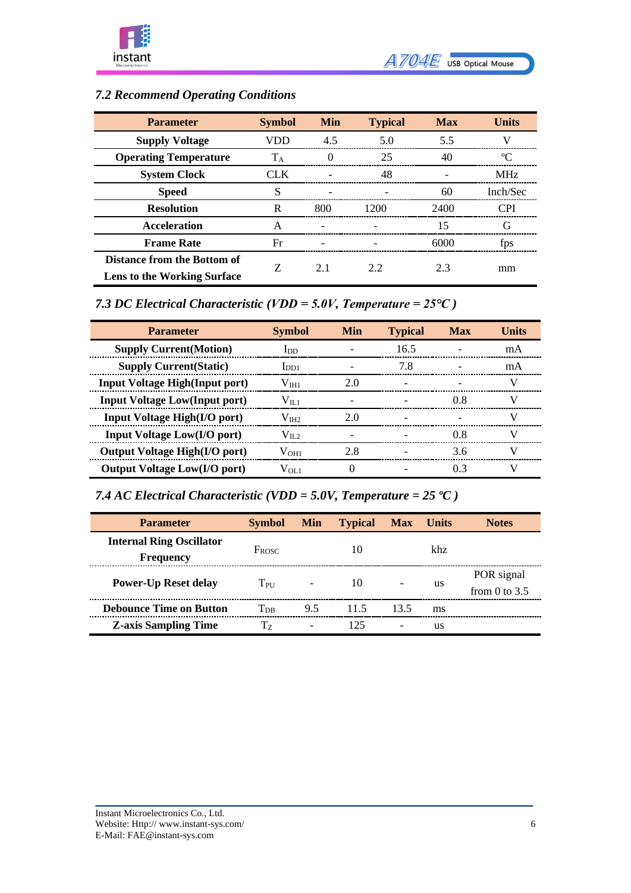### *7.2 Recommend Operating Conditions*

| Parameter | Symbol | Min | Typical | Max | Units |
|---|---|---|---|---|---|
| **Supply Voltage** | VDD | 4.5 | 5.0 | 5.5 | V |
| **Operating Temperature** | $T_A$ | 0 | 25 | 40 | ºC |
| **System Clock** | CLK | - | 48 | - | MHz |
| **Speed** | S | - | - | 60 | Inch/Sec |
| **Resolution** | R | 800 | 1200 | 2400 | CPI |
| **Acceleration** | A | - | - | 15 | G |
| **Frame Rate** | Fr | - | - | 6000 | fps |
| **Distance from the Bottom of Lens to the Working Surface** | Z | 2.1 | 2.2 | 2.3 | mm |

### *7.3 DC Electrical Characteristic (VDD = 5.0V, Temperature = 25℃)*

| Parameter | Symbol | Min | Typical | Max | Units |
|---|---|---|---|---|---|
| **Supply Current(Motion)** | $I_{DD}$ | - | 16.5 | - | mA |
| **Supply Current(Static)** | $I_{DD1}$ | - | 7.8 | - | mA |
| **Input Voltage High(Input port)** | $V_{IH1}$ | 2.0 | - | - | V |
| **Input Voltage Low(Input port)** | $V_{IL1}$ | - | - | 0.8 | V |
| **Input Voltage High(I/O port)** | $V_{IH2}$ | 2.0 | - | - | V |
| **Input Voltage Low(I/O port)** | $V_{IL2}$ | - | - | 0.8 | V |
| **Output Voltage High(I/O port)** | $V_{OH1}$ | 2.8 | - | 3.6 | V |
| **Output Voltage Low(I/O port)** | $V_{OL1}$ | 0 | - | 0.3 | V |

### *7.4 AC Electrical Characteristic (VDD = 5.0V, Temperature = 25 ºC)*

| Parameter | Symbol | Min | Typical | Max | Units | Notes |
|---|---|---|---|---|---|---|
| **Internal Ring Oscillator Frequency** | $F_{ROSC}$ | | 10 | | khz | |
| **Power-Up Reset delay** | $T_{PU}$ | - | 10 | - | us | POR signal from 0 to 3.5 |
| **Debounce Time on Button** | $T_{DB}$ | 9.5 | 11.5 | 13.5 | ms | |
| **Z-axis Sampling Time** | $T_Z$ | - | 125 | - | us | |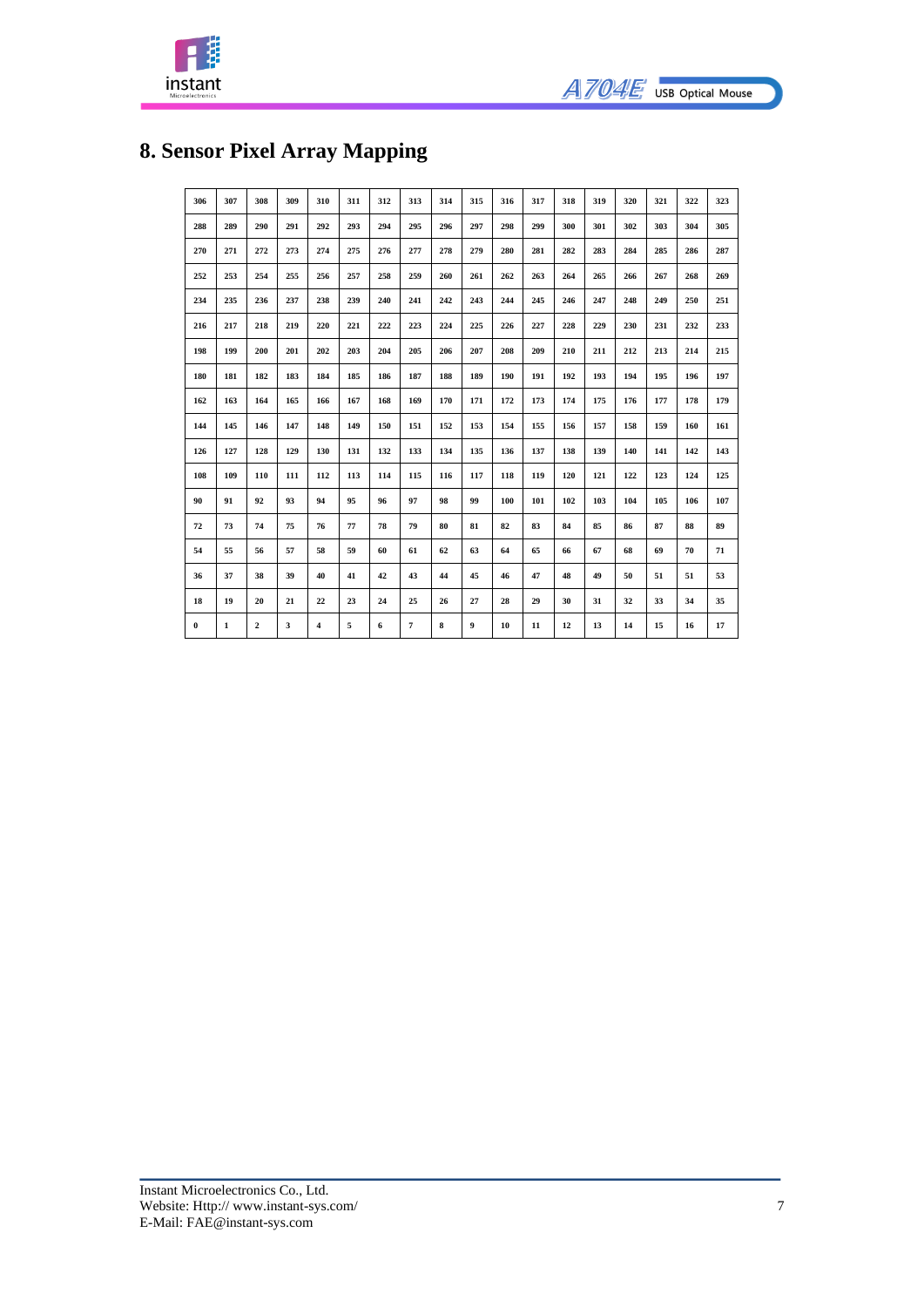# 8. Sensor Pixel Array Mapping

| 306 | 307 | 308 | 309 | 310 | 311 | 312 | 313 | 314 | 315 | 316 | 317 | 318 | 319 | 320 | 321 | 322 | 323 |
|---|---|---|---|---|---|---|---|---|---|---|---|---|---|---|---|---|---|
| 288 | 289 | 290 | 291 | 292 | 293 | 294 | 295 | 296 | 297 | 298 | 299 | 300 | 301 | 302 | 303 | 304 | 305 |
| 270 | 271 | 272 | 273 | 274 | 275 | 276 | 277 | 278 | 279 | 280 | 281 | 282 | 283 | 284 | 285 | 286 | 287 |
| 252 | 253 | 254 | 255 | 256 | 257 | 258 | 259 | 260 | 261 | 262 | 263 | 264 | 265 | 266 | 267 | 268 | 269 |
| 234 | 235 | 236 | 237 | 238 | 239 | 240 | 241 | 242 | 243 | 244 | 245 | 246 | 247 | 248 | 249 | 250 | 251 |
| 216 | 217 | 218 | 219 | 220 | 221 | 222 | 223 | 224 | 225 | 226 | 227 | 228 | 229 | 230 | 231 | 232 | 233 |
| 198 | 199 | 200 | 201 | 202 | 203 | 204 | 205 | 206 | 207 | 208 | 209 | 210 | 211 | 212 | 213 | 214 | 215 |
| 180 | 181 | 182 | 183 | 184 | 185 | 186 | 187 | 188 | 189 | 190 | 191 | 192 | 193 | 194 | 195 | 196 | 197 |
| 162 | 163 | 164 | 165 | 166 | 167 | 168 | 169 | 170 | 171 | 172 | 173 | 174 | 175 | 176 | 177 | 178 | 179 |
| 144 | 145 | 146 | 147 | 148 | 149 | 150 | 151 | 152 | 153 | 154 | 155 | 156 | 157 | 158 | 159 | 160 | 161 |
| 126 | 127 | 128 | 129 | 130 | 131 | 132 | 133 | 134 | 135 | 136 | 137 | 138 | 139 | 140 | 141 | 142 | 143 |
| 108 | 109 | 110 | 111 | 112 | 113 | 114 | 115 | 116 | 117 | 118 | 119 | 120 | 121 | 122 | 123 | 124 | 125 |
| 90 | 91 | 92 | 93 | 94 | 95 | 96 | 97 | 98 | 99 | 100 | 101 | 102 | 103 | 104 | 105 | 106 | 107 |
| 72 | 73 | 74 | 75 | 76 | 77 | 78 | 79 | 80 | 81 | 82 | 83 | 84 | 85 | 86 | 87 | 88 | 89 |
| 54 | 55 | 56 | 57 | 58 | 59 | 60 | 61 | 62 | 63 | 64 | 65 | 66 | 67 | 68 | 69 | 70 | 71 |
| 36 | 37 | 38 | 39 | 40 | 41 | 42 | 43 | 44 | 45 | 46 | 47 | 48 | 49 | 50 | 51 | 51 | 53 |
| 18 | 19 | 20 | 21 | 22 | 23 | 24 | 25 | 26 | 27 | 28 | 29 | 30 | 31 | 32 | 33 | 34 | 35 |
| 0 | 1 | 2 | 3 | 4 | 5 | 6 | 7 | 8 | 9 | 10 | 11 | 12 | 13 | 14 | 15 | 16 | 17 |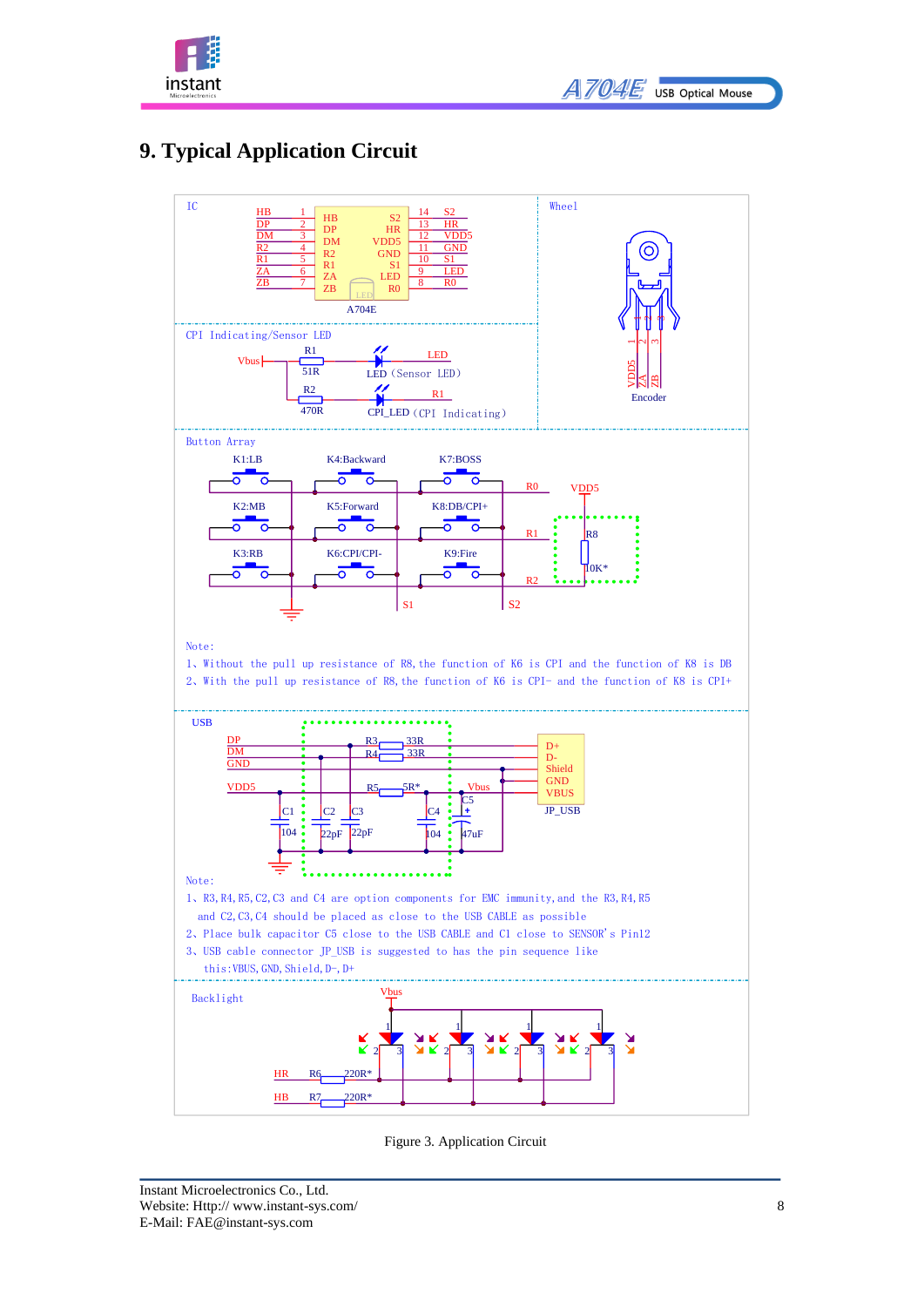## 9. Typical Application Circuit

IC

| Pin | Signal | | Signal | Pin |
|---|---|---|---|---|
| 1 | HB | | S2 | 14 |
| 2 | DP | | HR | 13 |
| 3 | DM | | VDD5 | 12 |
| 4 | R2 | | GND | 11 |
| 5 | R1 | | S1 | 10 |
| 6 | ZA | | LED | 9 |
| 7 | ZB | | R0 | 8 |

A704E

Wheel

Encoder: VDD5 (1), ZA (2), ZB (3)

CPI Indicating/Sensor LED

Vbus — R1 51R — LED (Sensor LED) — LED

Vbus — R2 470R — CPI_LED (CPI Indicating) — R1

Button Array

K1:LB, K4:Backward, K7:BOSS — R0

K2:MB, K5:Forward, K8:DB/CPI+ — R1

K3:RB, K6:CPI/CPI-, K9:Fire — R2

S1, S2, VDD5, R8 10K*

Note:

1、Without the pull up resistance of R8, the function of K6 is CPI and the function of K8 is DB

2、With the pull up resistance of R8, the function of K6 is CPI- and the function of K8 is CPI+

USB

DP — R3 33R — D+

DM — R4 33R — D-

GND — Shield, GND

VDD5 — R5 5R* — Vbus — VBUS

C1 104, C2 22pF, C3 22pF, C4 104, C5 47uF

JP_USB

Note:

1、R3, R4, R5, C2, C3 and C4 are option components for EMC immunity, and the R3, R4, R5 and C2, C3, C4 should be placed as close to the USB CABLE as possible

2、Place bulk capacitor C5 close to the USB CABLE and C1 close to SENSOR's Pin12

3、USB cable connector JP_USB is suggested to has the pin sequence like this: VBUS, GND, Shield, D-, D+

Backlight

Vbus

HR — R6 220R*

HB — R7 220R*

Figure 3. Application Circuit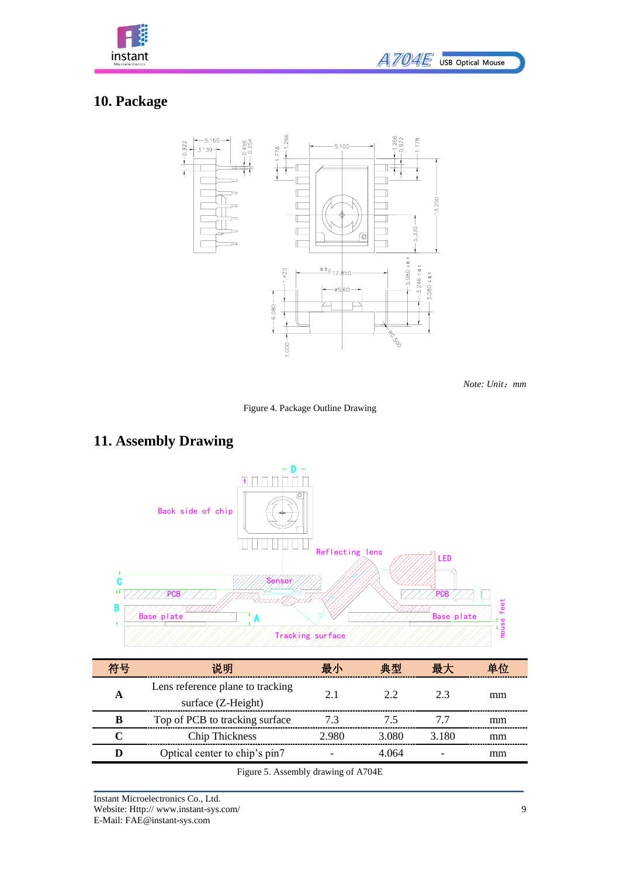## 10. Package

*Note: Unit：mm*

Figure 4. Package Outline Drawing

## 11. Assembly Drawing

| 符号 | 说明 | 最小 | 典型 | 最大 | 单位 |
|---|---|---|---|---|---|
| **A** | Lens reference plane to tracking surface (Z-Height) | 2.1 | 2.2 | 2.3 | mm |
| **B** | Top of PCB to tracking surface | 7.3 | 7.5 | 7.7 | mm |
| **C** | Chip Thickness | 2.980 | 3.080 | 3.180 | mm |
| **D** | Optical center to chip's pin7 | - | 4.064 | - | mm |

Figure 5. Assembly drawing of A704E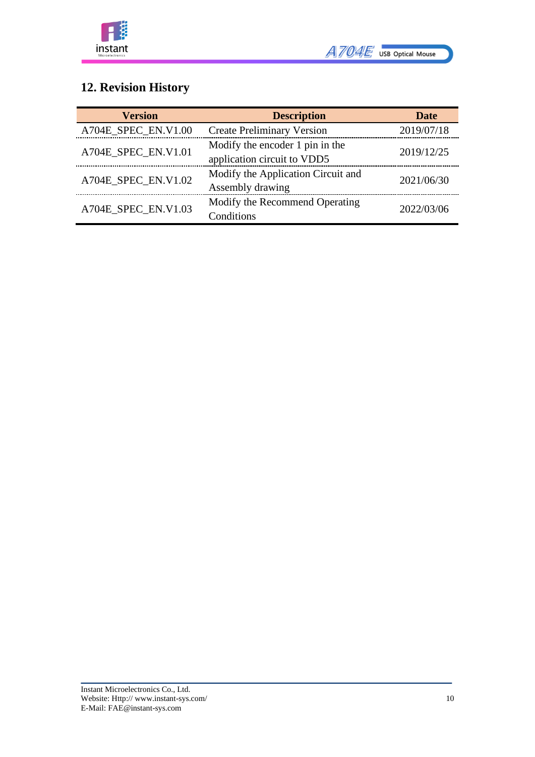## 12. Revision History

| Version | Description | Date |
|---|---|---|
| A704E_SPEC_EN.V1.00 | Create Preliminary Version | 2019/07/18 |
| A704E_SPEC_EN.V1.01 | Modify the encoder 1 pin in the application circuit to VDD5 | 2019/12/25 |
| A704E_SPEC_EN.V1.02 | Modify the Application Circuit and Assembly drawing | 2021/06/30 |
| A704E_SPEC_EN.V1.03 | Modify the Recommend Operating Conditions | 2022/03/06 |